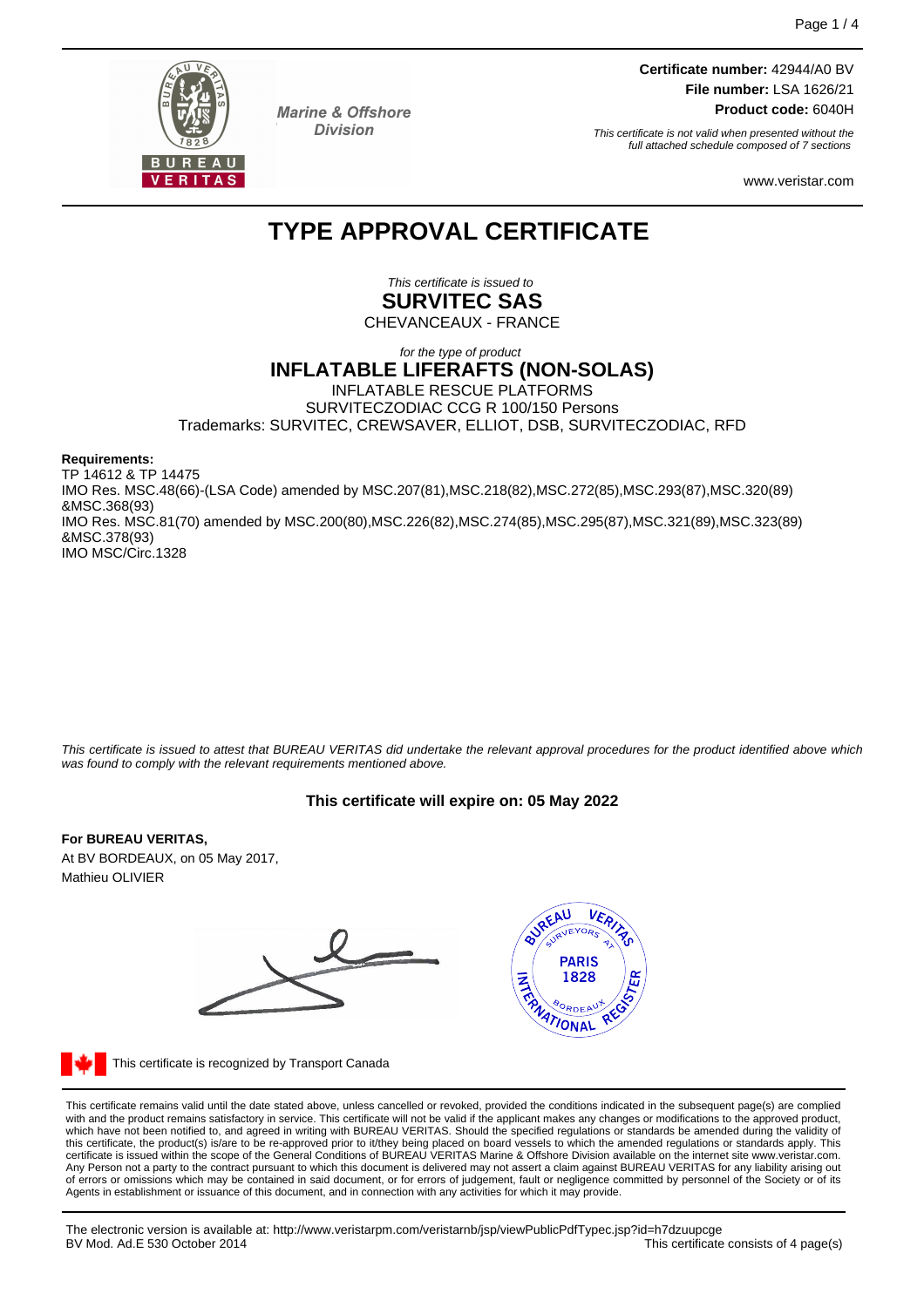Marine & Offshore Division

**Certificate number:** 42944/A0 BV
**File number:** LSA 1626/21
**Product code:** 6040H

*This certificate is not valid when presented without the full attached schedule composed of 7 sections*

www.veristar.com

# TYPE APPROVAL CERTIFICATE

*This certificate is issued to*

**SURVITEC SAS**

CHEVANCEAUX - FRANCE

*for the type of product*

**INFLATABLE LIFERAFTS (NON-SOLAS)**

INFLATABLE RESCUE PLATFORMS
SURVITECZODIAC CCG R 100/150 Persons
Trademarks: SURVITEC, CREWSAVER, ELLIOT, DSB, SURVITECZODIAC, RFD

**Requirements:**

TP 14612 & TP 14475
IMO Res. MSC.48(66)-(LSA Code) amended by MSC.207(81),MSC.218(82),MSC.272(85),MSC.293(87),MSC.320(89) &MSC.368(93)
IMO Res. MSC.81(70) amended by MSC.200(80),MSC.226(82),MSC.274(85),MSC.295(87),MSC.321(89),MSC.323(89) &MSC.378(93)
IMO MSC/Circ.1328

*This certificate is issued to attest that BUREAU VERITAS did undertake the relevant approval procedures for the product identified above which was found to comply with the relevant requirements mentioned above.*

**This certificate will expire on: 05 May 2022**

**For BUREAU VERITAS,**
At BV BORDEAUX, on 05 May 2017,
Mathieu OLIVIER

This certificate is recognized by Transport Canada

This certificate remains valid until the date stated above, unless cancelled or revoked, provided the conditions indicated in the subsequent page(s) are complied with and the product remains satisfactory in service. This certificate will not be valid if the applicant makes any changes or modifications to the approved product, which have not been notified to, and agreed in writing with BUREAU VERITAS. Should the specified regulations or standards be amended during the validity of this certificate, the product(s) is/are to be re-approved prior to it/they being placed on board vessels to which the amended regulations or standards apply. This certificate is issued within the scope of the General Conditions of BUREAU VERITAS Marine & Offshore Division available on the internet site www.veristar.com. Any Person not a party to the contract pursuant to which this document is delivered may not assert a claim against BUREAU VERITAS for any liability arising out of errors or omissions which may be contained in said document, or for errors of judgement, fault or negligence committed by personnel of the Society or of its Agents in establishment or issuance of this document, and in connection with any activities for which it may provide.

The electronic version is available at: http://www.veristarpm.com/veristarnb/jsp/viewPublicPdfTypec.jsp?id=h7dzuupcge
BV Mod. Ad.E 530 October 2014

This certificate consists of 4 page(s)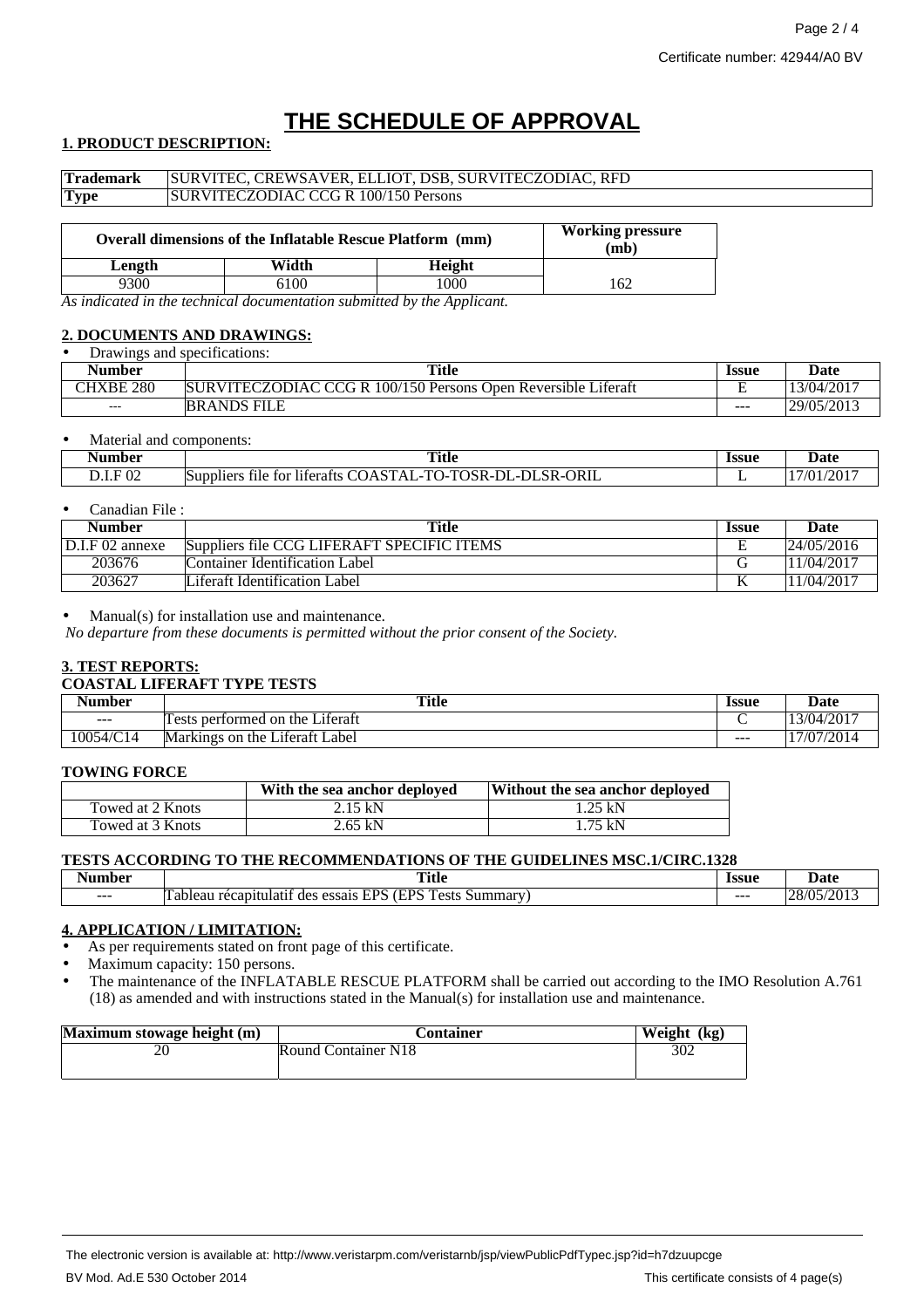Certificate number: 42944/A0 BV

# THE SCHEDULE OF APPROVAL

## 1. PRODUCT DESCRIPTION:

| **Trademark** | SURVITEC, CREWSAVER, ELLIOT, DSB, SURVITECZODIAC, RFD |
|---|---|
| **Type** | SURVITECZODIAC CCG R 100/150 Persons |

| Overall dimensions of the Inflatable Rescue Platform (mm) | | | Working pressure (mb) |
|---|---|---|---|
| Length | Width | Height | |
| 9300 | 6100 | 1000 | 162 |

*As indicated in the technical documentation submitted by the Applicant.*

## 2. DOCUMENTS AND DRAWINGS:

- Drawings and specifications:

| Number | Title | Issue | Date |
|---|---|---|---|
| CHXBE 280 | SURVITECZODIAC CCG R 100/150 Persons Open Reversible Liferaft | E | 13/04/2017 |
| --- | BRANDS FILE | --- | 29/05/2013 |

- Material and components:

| Number | Title | Issue | Date |
|---|---|---|---|
| D.I.F 02 | Suppliers file for liferafts COASTAL-TO-TOSR-DL-DLSR-ORIL | L | 17/01/2017 |

- Canadian File :

| Number | Title | Issue | Date |
|---|---|---|---|
| D.I.F 02 annexe | Suppliers file CCG LIFERAFT SPECIFIC ITEMS | E | 24/05/2016 |
| 203676 | Container Identification Label | G | 11/04/2017 |
| 203627 | Liferaft Identification Label | K | 11/04/2017 |

- Manual(s) for installation use and maintenance.

*No departure from these documents is permitted without the prior consent of the Society.*

## 3. TEST REPORTS:

### COASTAL LIFERAFT TYPE TESTS

| Number | Title | Issue | Date |
|---|---|---|---|
| --- | Tests performed on the Liferaft | C | 13/04/2017 |
| 10054/C14 | Markings on the Liferaft Label | --- | 17/07/2014 |

### TOWING FORCE

| | With the sea anchor deployed | Without the sea anchor deployed |
|---|---|---|
| Towed at 2 Knots | 2.15 kN | 1.25 kN |
| Towed at 3 Knots | 2.65 kN | 1.75 kN |

### TESTS ACCORDING TO THE RECOMMENDATIONS OF THE GUIDELINES MSC.1/CIRC.1328

| Number | Title | Issue | Date |
|---|---|---|---|
| --- | Tableau récapitulatif des essais EPS (EPS Tests Summary) | --- | 28/05/2013 |

## 4. APPLICATION / LIMITATION:

- As per requirements stated on front page of this certificate.
- Maximum capacity: 150 persons.
- The maintenance of the INFLATABLE RESCUE PLATFORM shall be carried out according to the IMO Resolution A.761 (18) as amended and with instructions stated in the Manual(s) for installation use and maintenance.

| Maximum stowage height (m) | Container | Weight (kg) |
|---|---|---|
| 20 | Round Container N18 | 302 |

The electronic version is available at: http://www.veristarpm.com/veristarnb/jsp/viewPublicPdfTypec.jsp?id=h7dzuupcge

BV Mod. Ad.E 530 October 2014

This certificate consists of 4 page(s)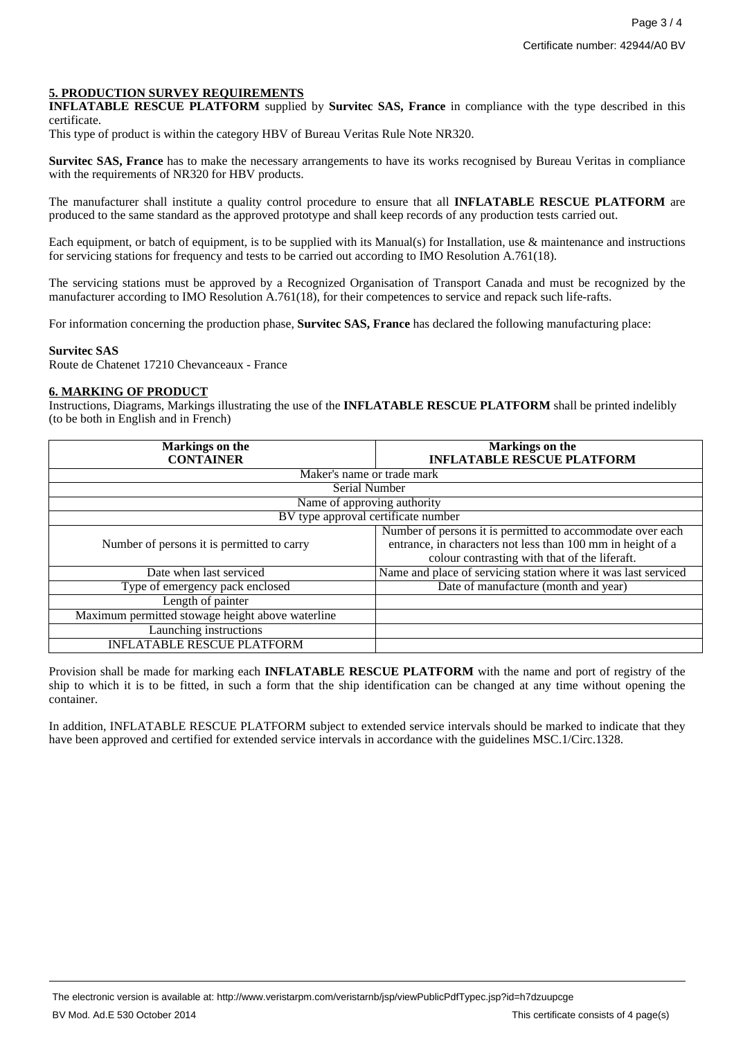## 5. PRODUCTION SURVEY REQUIREMENTS

**INFLATABLE RESCUE PLATFORM** supplied by **Survitec SAS, France** in compliance with the type described in this certificate.

This type of product is within the category HBV of Bureau Veritas Rule Note NR320.

**Survitec SAS, France** has to make the necessary arrangements to have its works recognised by Bureau Veritas in compliance with the requirements of NR320 for HBV products.

The manufacturer shall institute a quality control procedure to ensure that all **INFLATABLE RESCUE PLATFORM** are produced to the same standard as the approved prototype and shall keep records of any production tests carried out.

Each equipment, or batch of equipment, is to be supplied with its Manual(s) for Installation, use & maintenance and instructions for servicing stations for frequency and tests to be carried out according to IMO Resolution A.761(18).

The servicing stations must be approved by a Recognized Organisation of Transport Canada and must be recognized by the manufacturer according to IMO Resolution A.761(18), for their competences to service and repack such life-rafts.

For information concerning the production phase, **Survitec SAS, France** has declared the following manufacturing place:

**Survitec SAS**
Route de Chatenet 17210 Chevanceaux - France

## 6. MARKING OF PRODUCT

Instructions, Diagrams, Markings illustrating the use of the **INFLATABLE RESCUE PLATFORM** shall be printed indelibly (to be both in English and in French)

| Markings on the CONTAINER | Markings on the INFLATABLE RESCUE PLATFORM |
|---|---|
| Maker's name or trade mark | |
| Serial Number | |
| Name of approving authority | |
| BV type approval certificate number | |
| Number of persons it is permitted to carry | Number of persons it is permitted to accommodate over each entrance, in characters not less than 100 mm in height of a colour contrasting with that of the liferaft. |
| Date when last serviced | Name and place of servicing station where it was last serviced |
| Type of emergency pack enclosed | Date of manufacture (month and year) |
| Length of painter | |
| Maximum permitted stowage height above waterline | |
| Launching instructions | |
| INFLATABLE RESCUE PLATFORM | |

Provision shall be made for marking each **INFLATABLE RESCUE PLATFORM** with the name and port of registry of the ship to which it is to be fitted, in such a form that the ship identification can be changed at any time without opening the container.

In addition, INFLATABLE RESCUE PLATFORM subject to extended service intervals should be marked to indicate that they have been approved and certified for extended service intervals in accordance with the guidelines MSC.1/Circ.1328.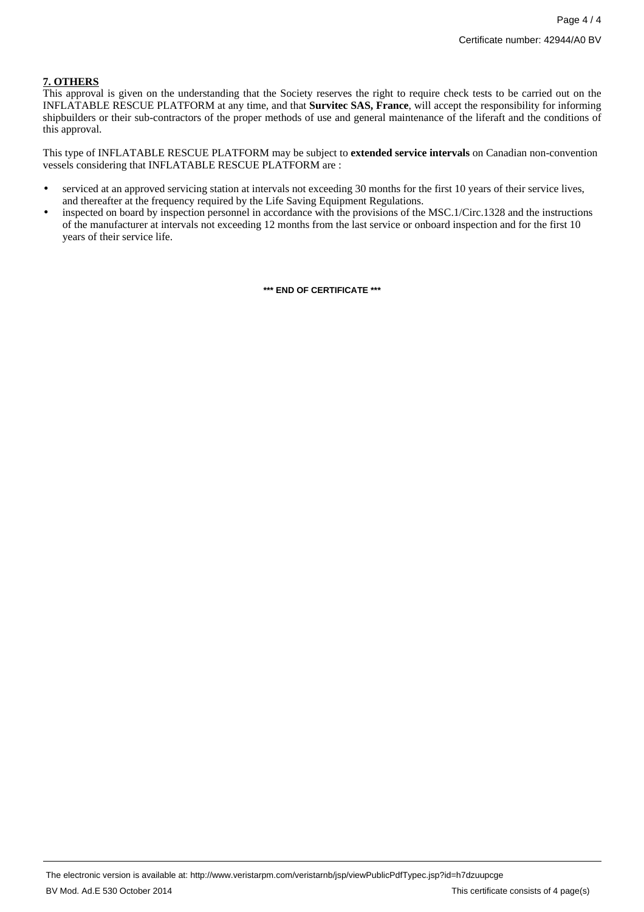## 7. OTHERS

This approval is given on the understanding that the Society reserves the right to require check tests to be carried out on the INFLATABLE RESCUE PLATFORM at any time, and that **Survitec SAS, France**, will accept the responsibility for informing shipbuilders or their sub-contractors of the proper methods of use and general maintenance of the liferaft and the conditions of this approval.

This type of INFLATABLE RESCUE PLATFORM may be subject to **extended service intervals** on Canadian non-convention vessels considering that INFLATABLE RESCUE PLATFORM are :

- serviced at an approved servicing station at intervals not exceeding 30 months for the first 10 years of their service lives, and thereafter at the frequency required by the Life Saving Equipment Regulations.
- inspected on board by inspection personnel in accordance with the provisions of the MSC.1/Circ.1328 and the instructions of the manufacturer at intervals not exceeding 12 months from the last service or onboard inspection and for the first 10 years of their service life.

**\*\*\* END OF CERTIFICATE \*\*\***

The electronic version is available at: http://www.veristarpm.com/veristarnb/jsp/viewPublicPdfTypec.jsp?id=h7dzuupcge

BV Mod. Ad.E 530 October 2014

This certificate consists of 4 page(s)